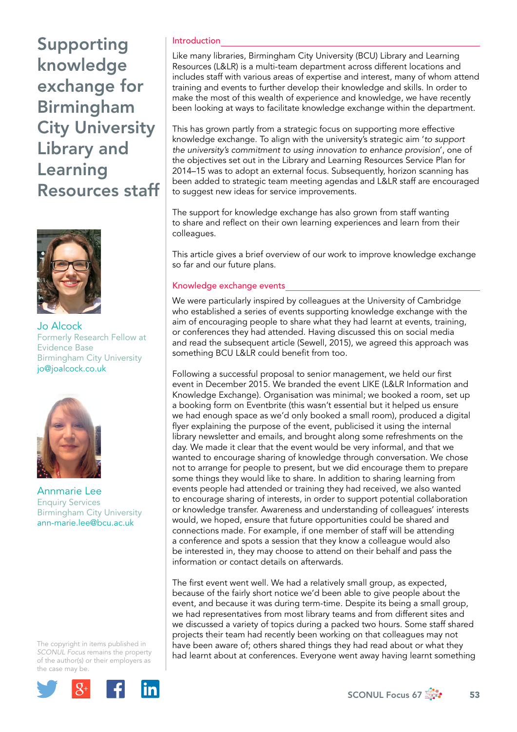# Supporting knowledge exchange for Birmingham City University Library and Learning Resources staff

**Jo Alcock**
Formerly Research Fellow at Evidence Base
Birmingham City University
jo@joalcock.co.uk

**Annmarie Lee**
Enquiry Services
Birmingham City University
ann-marie.lee@bcu.ac.uk

The copyright in items published in *SCONUL Focus* remains the property of the author(s) or their employers as the case may be.

## Introduction

Like many libraries, Birmingham City University (BCU) Library and Learning Resources (L&LR) is a multi-team department across different locations and includes staff with various areas of expertise and interest, many of whom attend training and events to further develop their knowledge and skills. In order to make the most of this wealth of experience and knowledge, we have recently been looking at ways to facilitate knowledge exchange within the department.

This has grown partly from a strategic focus on supporting more effective knowledge exchange. To align with the university's strategic aim '*to support the university's commitment to using innovation to enhance provision*', one of the objectives set out in the Library and Learning Resources Service Plan for 2014–15 was to adopt an external focus. Subsequently, horizon scanning has been added to strategic team meeting agendas and L&LR staff are encouraged to suggest new ideas for service improvements.

The support for knowledge exchange has also grown from staff wanting to share and reflect on their own learning experiences and learn from their colleagues.

This article gives a brief overview of our work to improve knowledge exchange so far and our future plans.

## Knowledge exchange events

We were particularly inspired by colleagues at the University of Cambridge who established a series of events supporting knowledge exchange with the aim of encouraging people to share what they had learnt at events, training, or conferences they had attended. Having discussed this on social media and read the subsequent article (Sewell, 2015), we agreed this approach was something BCU L&LR could benefit from too.

Following a successful proposal to senior management, we held our first event in December 2015. We branded the event LIKE (L&LR Information and Knowledge Exchange). Organisation was minimal; we booked a room, set up a booking form on Eventbrite (this wasn't essential but it helped us ensure we had enough space as we'd only booked a small room), produced a digital flyer explaining the purpose of the event, publicised it using the internal library newsletter and emails, and brought along some refreshments on the day. We made it clear that the event would be very informal, and that we wanted to encourage sharing of knowledge through conversation. We chose not to arrange for people to present, but we did encourage them to prepare some things they would like to share. In addition to sharing learning from events people had attended or training they had received, we also wanted to encourage sharing of interests, in order to support potential collaboration or knowledge transfer. Awareness and understanding of colleagues' interests would, we hoped, ensure that future opportunities could be shared and connections made. For example, if one member of staff will be attending a conference and spots a session that they know a colleague would also be interested in, they may choose to attend on their behalf and pass the information or contact details on afterwards.

The first event went well. We had a relatively small group, as expected, because of the fairly short notice we'd been able to give people about the event, and because it was during term-time. Despite its being a small group, we had representatives from most library teams and from different sites and we discussed a variety of topics during a packed two hours. Some staff shared projects their team had recently been working on that colleagues may not have been aware of; others shared things they had read about or what they had learnt about at conferences. Everyone went away having learnt something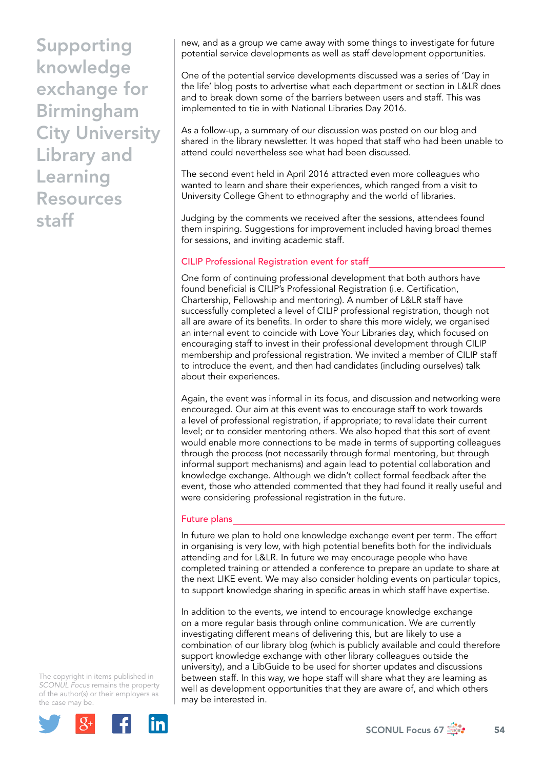new, and as a group we came away with some things to investigate for future potential service developments as well as staff development opportunities.

One of the potential service developments discussed was a series of 'Day in the life' blog posts to advertise what each department or section in L&LR does and to break down some of the barriers between users and staff. This was implemented to tie in with National Libraries Day 2016.

As a follow-up, a summary of our discussion was posted on our blog and shared in the library newsletter. It was hoped that staff who had been unable to attend could nevertheless see what had been discussed.

The second event held in April 2016 attracted even more colleagues who wanted to learn and share their experiences, which ranged from a visit to University College Ghent to ethnography and the world of libraries.

Judging by the comments we received after the sessions, attendees found them inspiring. Suggestions for improvement included having broad themes for sessions, and inviting academic staff.

## CILIP Professional Registration event for staff

One form of continuing professional development that both authors have found beneficial is CILIP's Professional Registration (i.e. Certification, Chartership, Fellowship and mentoring). A number of L&LR staff have successfully completed a level of CILIP professional registration, though not all are aware of its benefits. In order to share this more widely, we organised an internal event to coincide with Love Your Libraries day, which focused on encouraging staff to invest in their professional development through CILIP membership and professional registration. We invited a member of CILIP staff to introduce the event, and then had candidates (including ourselves) talk about their experiences.

Again, the event was informal in its focus, and discussion and networking were encouraged. Our aim at this event was to encourage staff to work towards a level of professional registration, if appropriate; to revalidate their current level; or to consider mentoring others. We also hoped that this sort of event would enable more connections to be made in terms of supporting colleagues through the process (not necessarily through formal mentoring, but through informal support mechanisms) and again lead to potential collaboration and knowledge exchange. Although we didn't collect formal feedback after the event, those who attended commented that they had found it really useful and were considering professional registration in the future.

## Future plans

In future we plan to hold one knowledge exchange event per term. The effort in organising is very low, with high potential benefits both for the individuals attending and for L&LR. In future we may encourage people who have completed training or attended a conference to prepare an update to share at the next LIKE event. We may also consider holding events on particular topics, to support knowledge sharing in specific areas in which staff have expertise.

In addition to the events, we intend to encourage knowledge exchange on a more regular basis through online communication. We are currently investigating different means of delivering this, but are likely to use a combination of our library blog (which is publicly available and could therefore support knowledge exchange with other library colleagues outside the university), and a LibGuide to be used for shorter updates and discussions between staff. In this way, we hope staff will share what they are learning as well as development opportunities that they are aware of, and which others may be interested in.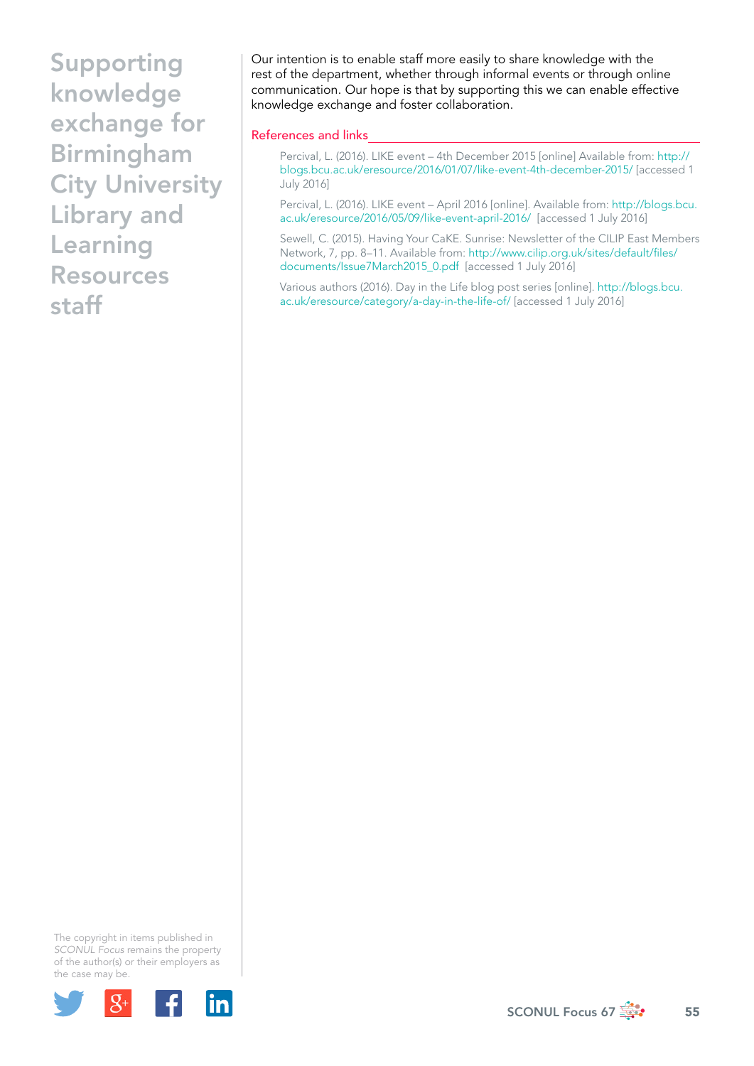# Supporting knowledge exchange for Birmingham City University Library and Learning Resources staff

Our intention is to enable staff more easily to share knowledge with the rest of the department, whether through informal events or through online communication. Our hope is that by supporting this we can enable effective knowledge exchange and foster collaboration.

## References and links

Percival, L. (2016). LIKE event – 4th December 2015 [online] Available from: http://blogs.bcu.ac.uk/eresource/2016/01/07/like-event-4th-december-2015/ [accessed 1 July 2016]

Percival, L. (2016). LIKE event – April 2016 [online]. Available from: http://blogs.bcu.ac.uk/eresource/2016/05/09/like-event-april-2016/ [accessed 1 July 2016]

Sewell, C. (2015). Having Your CaKE. Sunrise: Newsletter of the CILIP East Members Network, 7, pp. 8–11. Available from: http://www.cilip.org.uk/sites/default/files/documents/Issue7March2015_0.pdf [accessed 1 July 2016]

Various authors (2016). Day in the Life blog post series [online]. http://blogs.bcu.ac.uk/eresource/category/a-day-in-the-life-of/ [accessed 1 July 2016]

The copyright in items published in *SCONUL Focus* remains the property of the author(s) or their employers as the case may be.